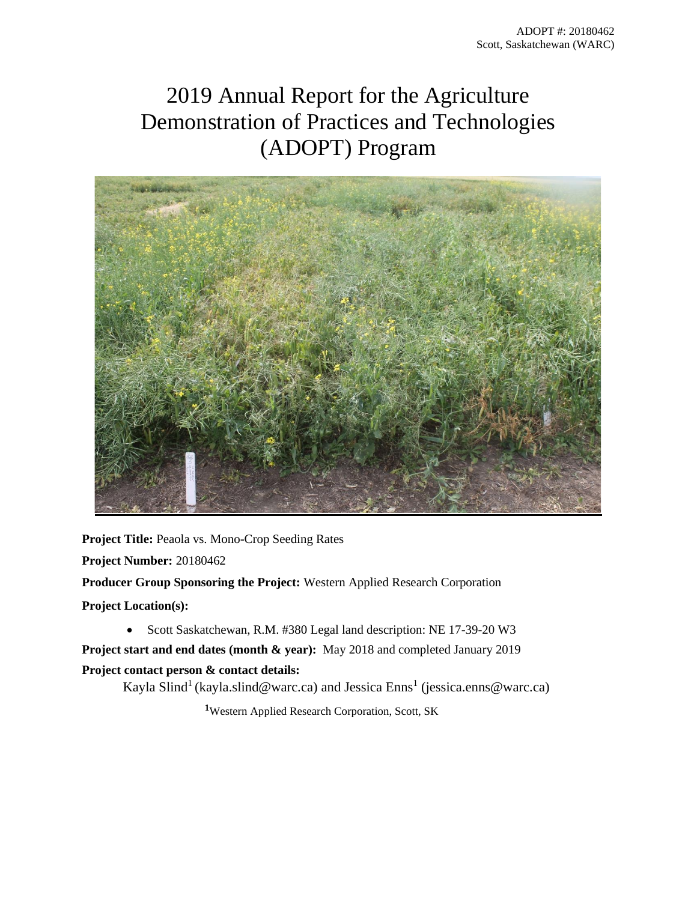ADOPT #: 20180462
Scott, Saskatchewan (WARC)

# 2019 Annual Report for the Agriculture Demonstration of Practices and Technologies (ADOPT) Program

**Project Title:** Peaola vs. Mono-Crop Seeding Rates

**Project Number:** 20180462

**Producer Group Sponsoring the Project:** Western Applied Research Corporation

**Project Location(s):**

- Scott Saskatchewan, R.M. #380 Legal land description: NE 17-39-20 W3

**Project start and end dates (month & year):** May 2018 and completed January 2019

**Project contact person & contact details:**

Kayla Slind[1] (kayla.slind@warc.ca) and Jessica Enns[1] (jessica.enns@warc.ca)

[1]Western Applied Research Corporation, Scott, SK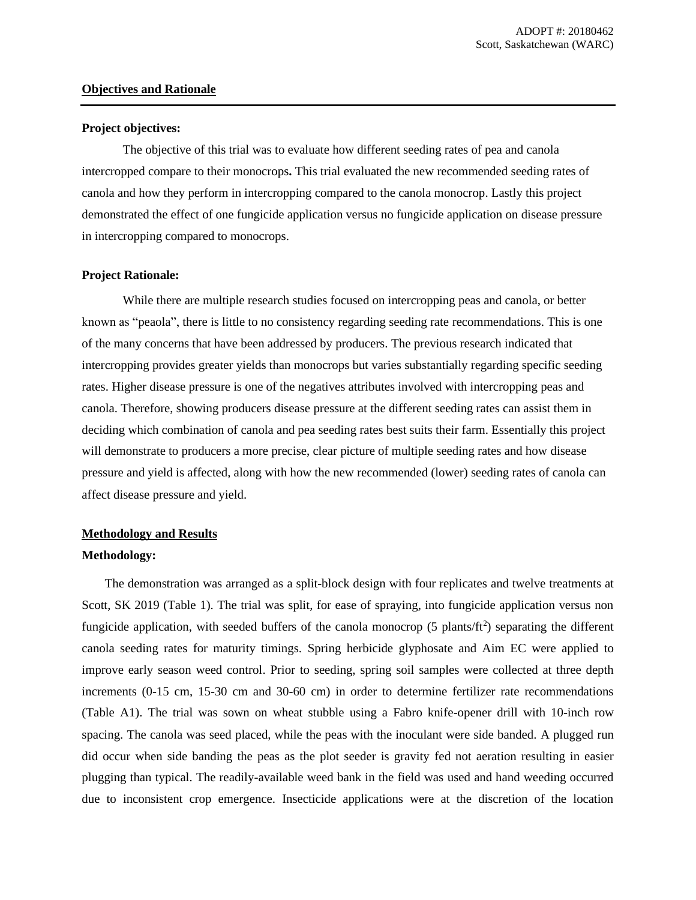## Objectives and Rationale

**Project objectives:**

The objective of this trial was to evaluate how different seeding rates of pea and canola intercropped compare to their monocrops**.** This trial evaluated the new recommended seeding rates of canola and how they perform in intercropping compared to the canola monocrop. Lastly this project demonstrated the effect of one fungicide application versus no fungicide application on disease pressure in intercropping compared to monocrops.

**Project Rationale:**

While there are multiple research studies focused on intercropping peas and canola, or better known as "peaola", there is little to no consistency regarding seeding rate recommendations. This is one of the many concerns that have been addressed by producers. The previous research indicated that intercropping provides greater yields than monocrops but varies substantially regarding specific seeding rates. Higher disease pressure is one of the negatives attributes involved with intercropping peas and canola. Therefore, showing producers disease pressure at the different seeding rates can assist them in deciding which combination of canola and pea seeding rates best suits their farm. Essentially this project will demonstrate to producers a more precise, clear picture of multiple seeding rates and how disease pressure and yield is affected, along with how the new recommended (lower) seeding rates of canola can affect disease pressure and yield.

## Methodology and Results

**Methodology:**

The demonstration was arranged as a split-block design with four replicates and twelve treatments at Scott, SK 2019 (Table 1). The trial was split, for ease of spraying, into fungicide application versus non fungicide application, with seeded buffers of the canola monocrop (5 plants/ft$^2$) separating the different canola seeding rates for maturity timings. Spring herbicide glyphosate and Aim EC were applied to improve early season weed control. Prior to seeding, spring soil samples were collected at three depth increments (0-15 cm, 15-30 cm and 30-60 cm) in order to determine fertilizer rate recommendations (Table A1). The trial was sown on wheat stubble using a Fabro knife-opener drill with 10-inch row spacing. The canola was seed placed, while the peas with the inoculant were side banded. A plugged run did occur when side banding the peas as the plot seeder is gravity fed not aeration resulting in easier plugging than typical. The readily-available weed bank in the field was used and hand weeding occurred due to inconsistent crop emergence. Insecticide applications were at the discretion of the location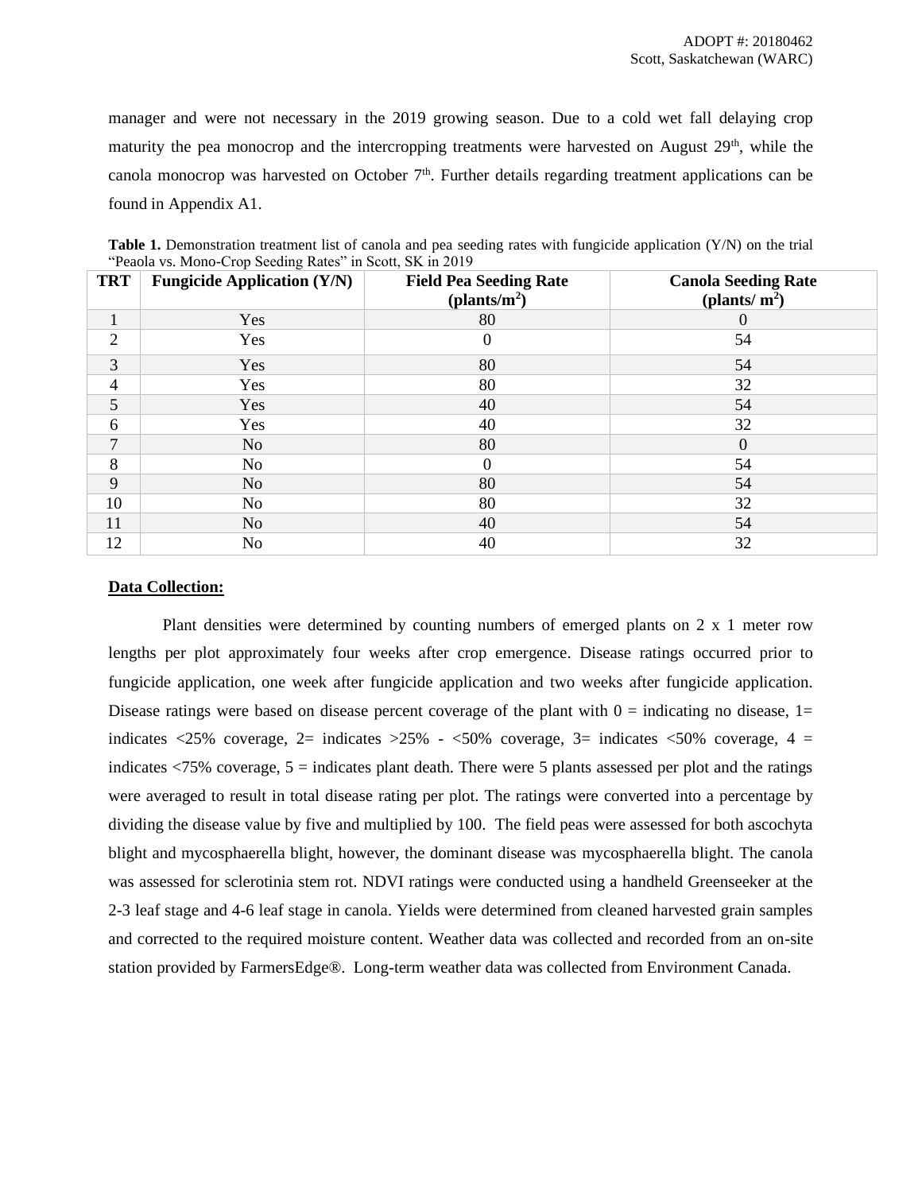manager and were not necessary in the 2019 growing season. Due to a cold wet fall delaying crop maturity the pea monocrop and the intercropping treatments were harvested on August 29th, while the canola monocrop was harvested on October 7th. Further details regarding treatment applications can be found in Appendix A1.

**Table 1.** Demonstration treatment list of canola and pea seeding rates with fungicide application (Y/N) on the trial "Peaola vs. Mono-Crop Seeding Rates" in Scott, SK in 2019

| TRT | Fungicide Application (Y/N) | Field Pea Seeding Rate (plants/m$^2$) | Canola Seeding Rate (plants/ m$^2$) |
|---|---|---|---|
| 1 | Yes | 80 | 0 |
| 2 | Yes | 0 | 54 |
| 3 | Yes | 80 | 54 |
| 4 | Yes | 80 | 32 |
| 5 | Yes | 40 | 54 |
| 6 | Yes | 40 | 32 |
| 7 | No | 80 | 0 |
| 8 | No | 0 | 54 |
| 9 | No | 80 | 54 |
| 10 | No | 80 | 32 |
| 11 | No | 40 | 54 |
| 12 | No | 40 | 32 |

**Data Collection:**

Plant densities were determined by counting numbers of emerged plants on 2 x 1 meter row lengths per plot approximately four weeks after crop emergence. Disease ratings occurred prior to fungicide application, one week after fungicide application and two weeks after fungicide application. Disease ratings were based on disease percent coverage of the plant with 0 = indicating no disease, 1= indicates <25% coverage, 2= indicates >25% - <50% coverage, 3= indicates <50% coverage, 4 = indicates <75% coverage, 5 = indicates plant death. There were 5 plants assessed per plot and the ratings were averaged to result in total disease rating per plot. The ratings were converted into a percentage by dividing the disease value by five and multiplied by 100. The field peas were assessed for both ascochyta blight and mycosphaerella blight, however, the dominant disease was mycosphaerella blight. The canola was assessed for sclerotinia stem rot. NDVI ratings were conducted using a handheld Greenseeker at the 2-3 leaf stage and 4-6 leaf stage in canola. Yields were determined from cleaned harvested grain samples and corrected to the required moisture content. Weather data was collected and recorded from an on-site station provided by FarmersEdge®. Long-term weather data was collected from Environment Canada.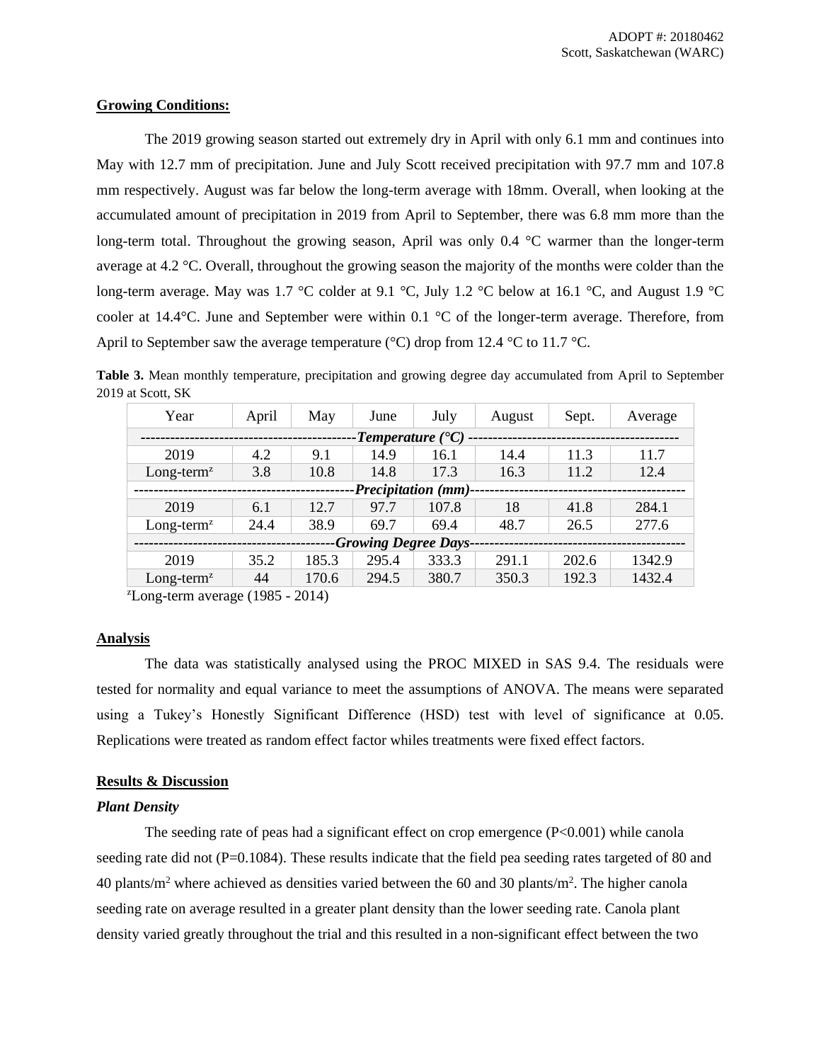## Growing Conditions:

The 2019 growing season started out extremely dry in April with only 6.1 mm and continues into May with 12.7 mm of precipitation. June and July Scott received precipitation with 97.7 mm and 107.8 mm respectively. August was far below the long-term average with 18mm. Overall, when looking at the accumulated amount of precipitation in 2019 from April to September, there was 6.8 mm more than the long-term total. Throughout the growing season, April was only 0.4 °C warmer than the longer-term average at 4.2 °C. Overall, throughout the growing season the majority of the months were colder than the long-term average. May was 1.7 °C colder at 9.1 °C, July 1.2 °C below at 16.1 °C, and August 1.9 °C cooler at 14.4°C. June and September were within 0.1 °C of the longer-term average. Therefore, from April to September saw the average temperature (°C) drop from 12.4 °C to 11.7 °C.

**Table 3.** Mean monthly temperature, precipitation and growing degree day accumulated from April to September 2019 at Scott, SK

| Year | April | May | June | July | August | Sept. | Average |
|---|---|---|---|---|---|---|---|
| ---------- *Temperature (°C)* ---------- | | | | | | | |
| 2019 | 4.2 | 9.1 | 14.9 | 16.1 | 14.4 | 11.3 | 11.7 |
| Long-term[z] | 3.8 | 10.8 | 14.8 | 17.3 | 16.3 | 11.2 | 12.4 |
| ---------- *Precipitation (mm)* ---------- | | | | | | | |
| 2019 | 6.1 | 12.7 | 97.7 | 107.8 | 18 | 41.8 | 284.1 |
| Long-term[z] | 24.4 | 38.9 | 69.7 | 69.4 | 48.7 | 26.5 | 277.6 |
| ---------- *Growing Degree Days* ---------- | | | | | | | |
| 2019 | 35.2 | 185.3 | 295.4 | 333.3 | 291.1 | 202.6 | 1342.9 |
| Long-term[z] | 44 | 170.6 | 294.5 | 380.7 | 350.3 | 192.3 | 1432.4 |

[z]Long-term average (1985 - 2014)

## Analysis

The data was statistically analysed using the PROC MIXED in SAS 9.4. The residuals were tested for normality and equal variance to meet the assumptions of ANOVA. The means were separated using a Tukey's Honestly Significant Difference (HSD) test with level of significance at 0.05. Replications were treated as random effect factor whiles treatments were fixed effect factors.

## Results & Discussion

### *Plant Density*

The seeding rate of peas had a significant effect on crop emergence ($P<0.001$) while canola seeding rate did not ($P=0.1084$). These results indicate that the field pea seeding rates targeted of 80 and 40 plants/m$^2$ where achieved as densities varied between the 60 and 30 plants/m$^2$. The higher canola seeding rate on average resulted in a greater plant density than the lower seeding rate. Canola plant density varied greatly throughout the trial and this resulted in a non-significant effect between the two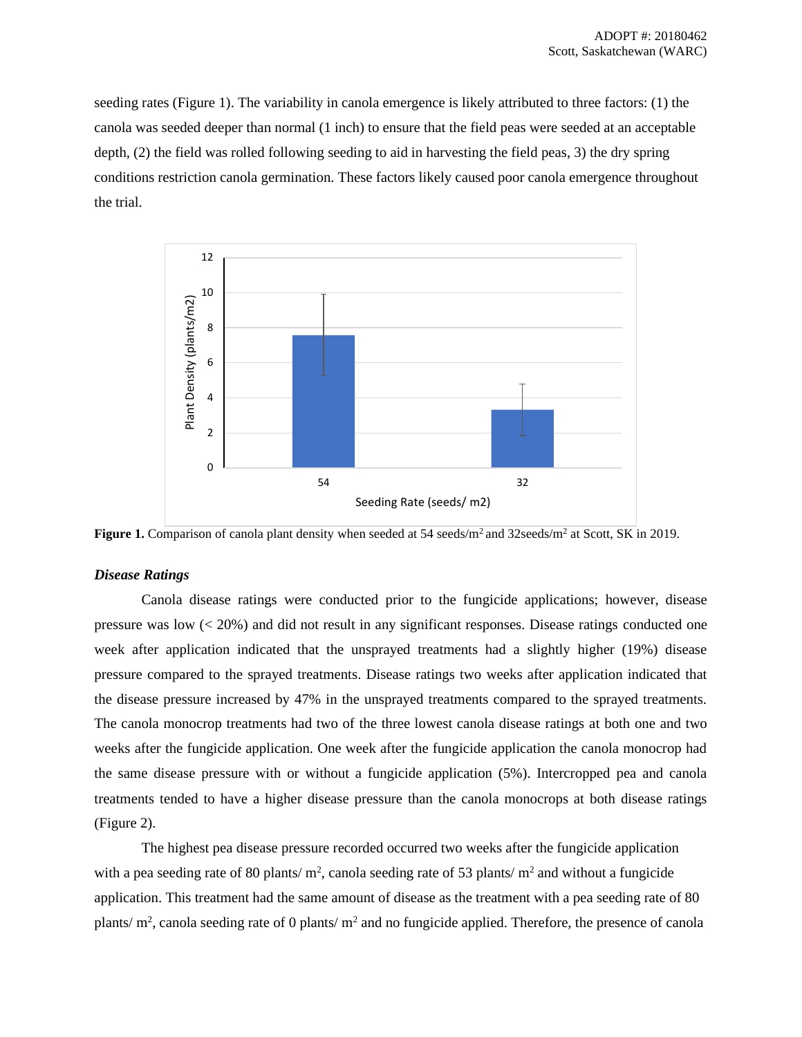seeding rates (Figure 1). The variability in canola emergence is likely attributed to three factors: (1) the canola was seeded deeper than normal (1 inch) to ensure that the field peas were seeded at an acceptable depth, (2) the field was rolled following seeding to aid in harvesting the field peas, 3) the dry spring conditions restriction canola germination. These factors likely caused poor canola emergence throughout the trial.

**Figure 1.** Comparison of canola plant density when seeded at 54 seeds/m$^2$ and 32seeds/m$^2$ at Scott, SK in 2019.

### *Disease Ratings*

Canola disease ratings were conducted prior to the fungicide applications; however, disease pressure was low (< 20%) and did not result in any significant responses. Disease ratings conducted one week after application indicated that the unsprayed treatments had a slightly higher (19%) disease pressure compared to the sprayed treatments. Disease ratings two weeks after application indicated that the disease pressure increased by 47% in the unsprayed treatments compared to the sprayed treatments. The canola monocrop treatments had two of the three lowest canola disease ratings at both one and two weeks after the fungicide application. One week after the fungicide application the canola monocrop had the same disease pressure with or without a fungicide application (5%). Intercropped pea and canola treatments tended to have a higher disease pressure than the canola monocrops at both disease ratings (Figure 2).

The highest pea disease pressure recorded occurred two weeks after the fungicide application with a pea seeding rate of 80 plants/ m$^2$, canola seeding rate of 53 plants/ m$^2$ and without a fungicide application. This treatment had the same amount of disease as the treatment with a pea seeding rate of 80 plants/ m$^2$, canola seeding rate of 0 plants/ m$^2$ and no fungicide applied. Therefore, the presence of canola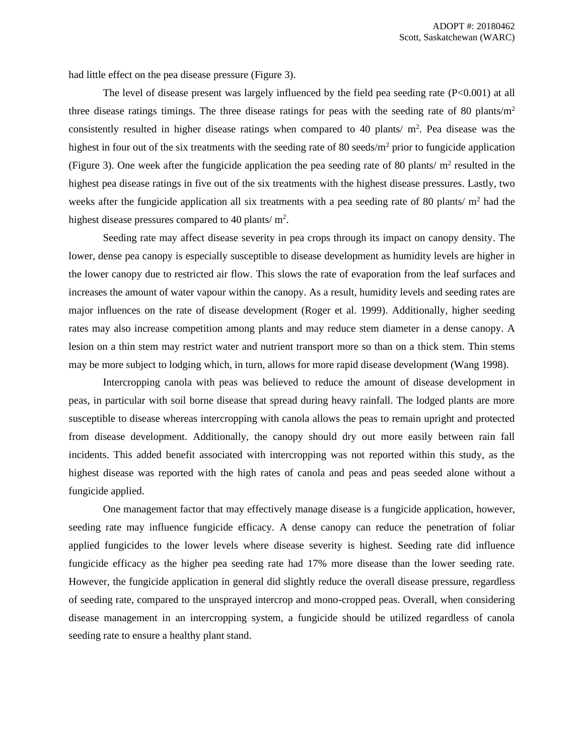had little effect on the pea disease pressure (Figure 3).

The level of disease present was largely influenced by the field pea seeding rate ($P<0.001$) at all three disease ratings timings. The three disease ratings for peas with the seeding rate of 80 plants/m$^2$ consistently resulted in higher disease ratings when compared to 40 plants/ m$^2$. Pea disease was the highest in four out of the six treatments with the seeding rate of 80 seeds/m$^2$ prior to fungicide application (Figure 3). One week after the fungicide application the pea seeding rate of 80 plants/ m$^2$ resulted in the highest pea disease ratings in five out of the six treatments with the highest disease pressures. Lastly, two weeks after the fungicide application all six treatments with a pea seeding rate of 80 plants/ m$^2$ had the highest disease pressures compared to 40 plants/ m$^2$.

Seeding rate may affect disease severity in pea crops through its impact on canopy density. The lower, dense pea canopy is especially susceptible to disease development as humidity levels are higher in the lower canopy due to restricted air flow. This slows the rate of evaporation from the leaf surfaces and increases the amount of water vapour within the canopy. As a result, humidity levels and seeding rates are major influences on the rate of disease development (Roger et al. 1999). Additionally, higher seeding rates may also increase competition among plants and may reduce stem diameter in a dense canopy. A lesion on a thin stem may restrict water and nutrient transport more so than on a thick stem. Thin stems may be more subject to lodging which, in turn, allows for more rapid disease development (Wang 1998).

Intercropping canola with peas was believed to reduce the amount of disease development in peas, in particular with soil borne disease that spread during heavy rainfall. The lodged plants are more susceptible to disease whereas intercropping with canola allows the peas to remain upright and protected from disease development. Additionally, the canopy should dry out more easily between rain fall incidents. This added benefit associated with intercropping was not reported within this study, as the highest disease was reported with the high rates of canola and peas and peas seeded alone without a fungicide applied.

One management factor that may effectively manage disease is a fungicide application, however, seeding rate may influence fungicide efficacy. A dense canopy can reduce the penetration of foliar applied fungicides to the lower levels where disease severity is highest. Seeding rate did influence fungicide efficacy as the higher pea seeding rate had 17% more disease than the lower seeding rate. However, the fungicide application in general did slightly reduce the overall disease pressure, regardless of seeding rate, compared to the unsprayed intercrop and mono-cropped peas. Overall, when considering disease management in an intercropping system, a fungicide should be utilized regardless of canola seeding rate to ensure a healthy plant stand.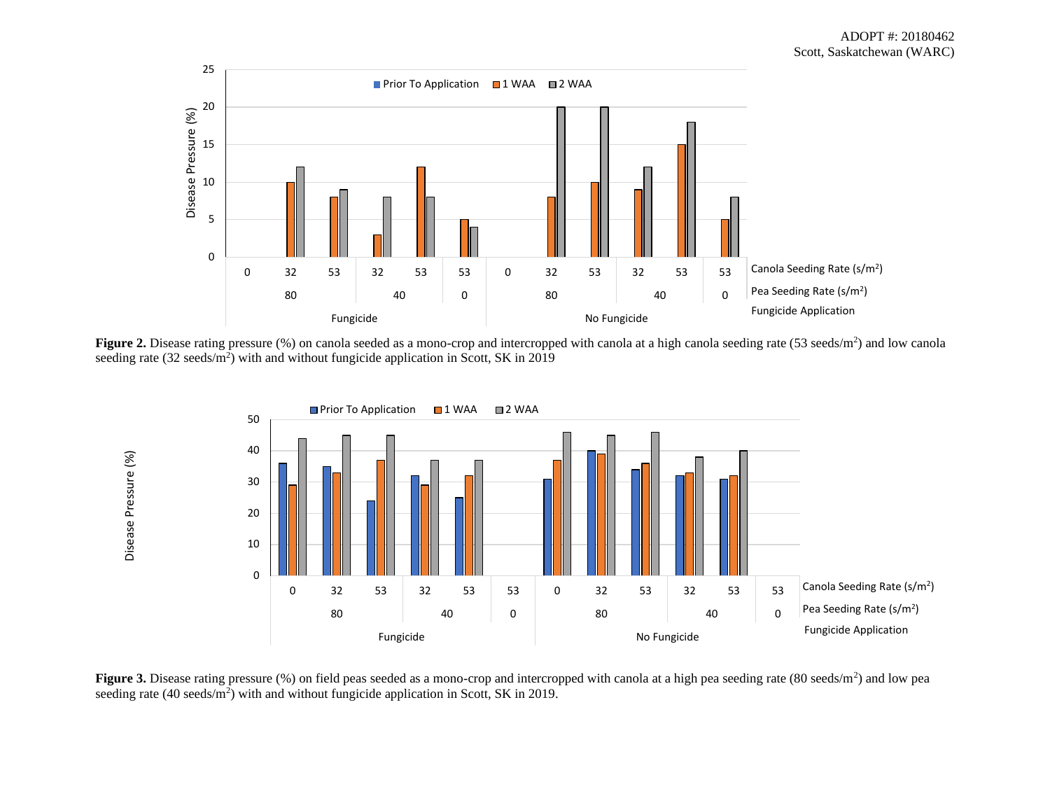**Figure 2.** Disease rating pressure (%) on canola seeded as a mono-crop and intercropped with canola at a high canola seeding rate (53 seeds/m$^2$) and low canola seeding rate (32 seeds/m$^2$) with and without fungicide application in Scott, SK in 2019

**Figure 3.** Disease rating pressure (%) on field peas seeded as a mono-crop and intercropped with canola at a high pea seeding rate (80 seeds/m$^2$) and low pea seeding rate (40 seeds/m$^2$) with and without fungicide application in Scott, SK in 2019.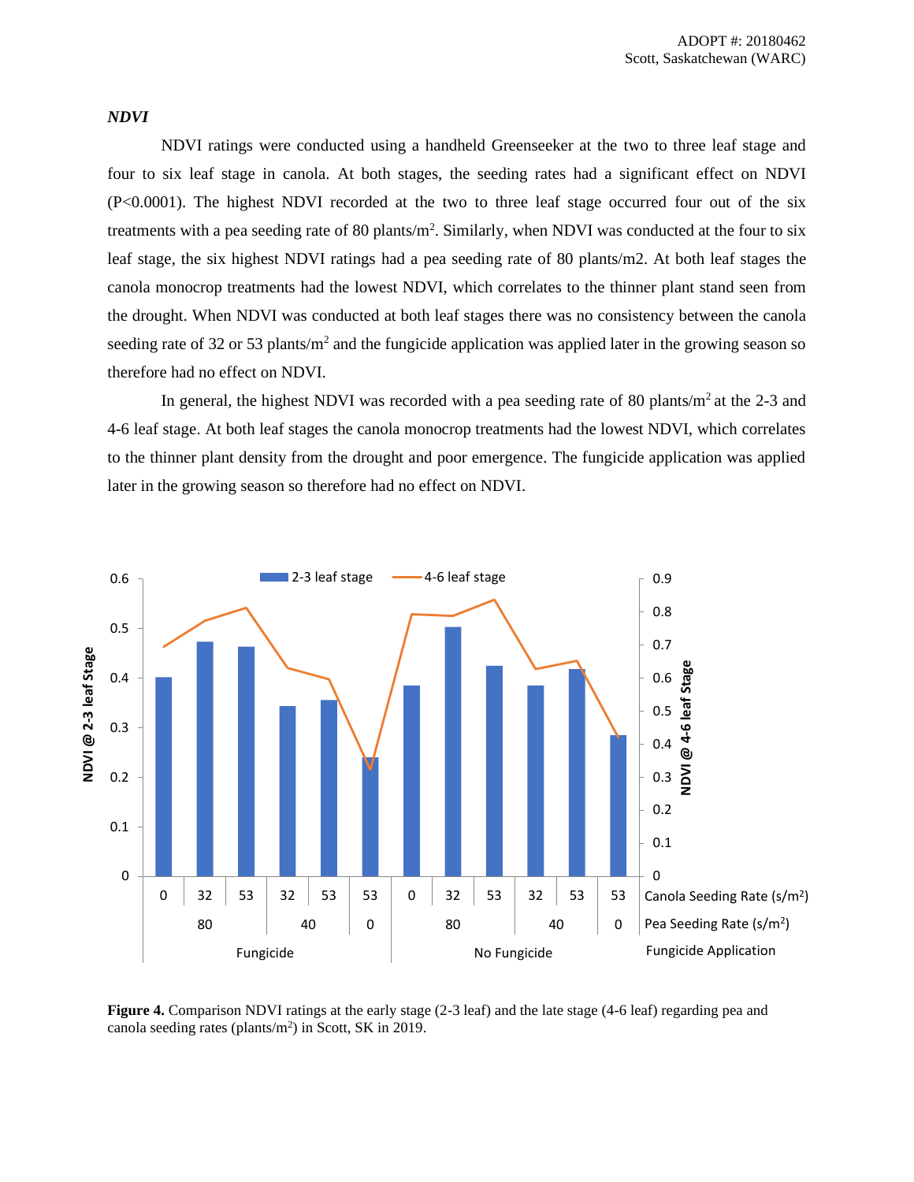### *NDVI*

NDVI ratings were conducted using a handheld Greenseeker at the two to three leaf stage and four to six leaf stage in canola. At both stages, the seeding rates had a significant effect on NDVI ($P<0.0001$). The highest NDVI recorded at the two to three leaf stage occurred four out of the six treatments with a pea seeding rate of 80 plants/m$^2$. Similarly, when NDVI was conducted at the four to six leaf stage, the six highest NDVI ratings had a pea seeding rate of 80 plants/m2. At both leaf stages the canola monocrop treatments had the lowest NDVI, which correlates to the thinner plant stand seen from the drought. When NDVI was conducted at both leaf stages there was no consistency between the canola seeding rate of 32 or 53 plants/m$^2$ and the fungicide application was applied later in the growing season so therefore had no effect on NDVI.

In general, the highest NDVI was recorded with a pea seeding rate of 80 plants/m$^2$ at the 2-3 and 4-6 leaf stage. At both leaf stages the canola monocrop treatments had the lowest NDVI, which correlates to the thinner plant density from the drought and poor emergence. The fungicide application was applied later in the growing season so therefore had no effect on NDVI.

**Figure 4.** Comparison NDVI ratings at the early stage (2-3 leaf) and the late stage (4-6 leaf) regarding pea and canola seeding rates (plants/m$^2$) in Scott, SK in 2019.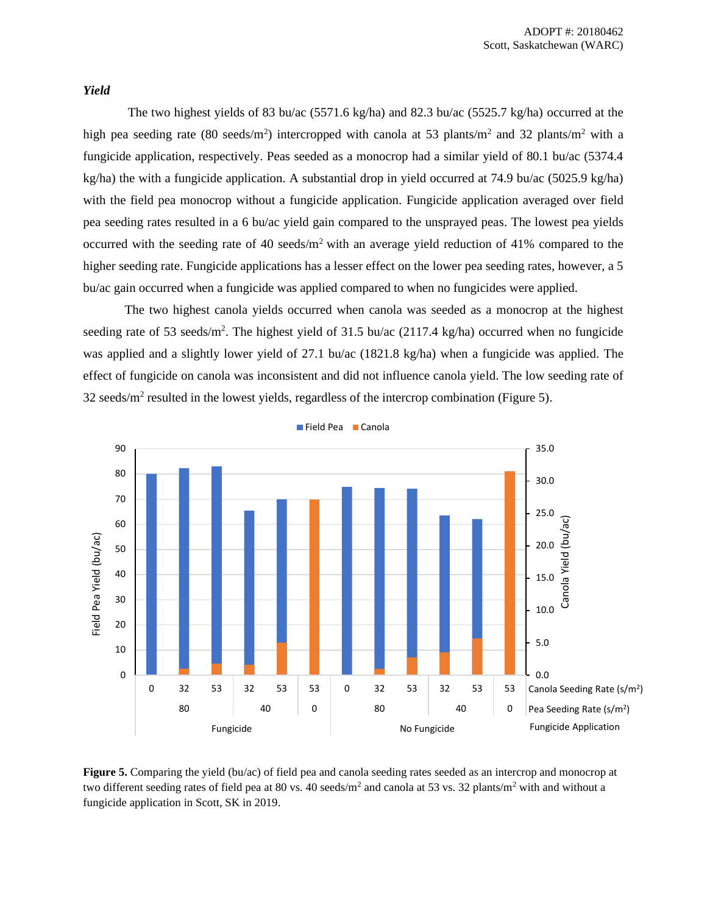### *Yield*

The two highest yields of 83 bu/ac (5571.6 kg/ha) and 82.3 bu/ac (5525.7 kg/ha) occurred at the high pea seeding rate (80 seeds/m$^2$) intercropped with canola at 53 plants/m$^2$ and 32 plants/m$^2$ with a fungicide application, respectively. Peas seeded as a monocrop had a similar yield of 80.1 bu/ac (5374.4 kg/ha) the with a fungicide application. A substantial drop in yield occurred at 74.9 bu/ac (5025.9 kg/ha) with the field pea monocrop without a fungicide application. Fungicide application averaged over field pea seeding rates resulted in a 6 bu/ac yield gain compared to the unsprayed peas. The lowest pea yields occurred with the seeding rate of 40 seeds/m$^2$ with an average yield reduction of 41% compared to the higher seeding rate. Fungicide applications has a lesser effect on the lower pea seeding rates, however, a 5 bu/ac gain occurred when a fungicide was applied compared to when no fungicides were applied.

The two highest canola yields occurred when canola was seeded as a monocrop at the highest seeding rate of 53 seeds/m$^2$. The highest yield of 31.5 bu/ac (2117.4 kg/ha) occurred when no fungicide was applied and a slightly lower yield of 27.1 bu/ac (1821.8 kg/ha) when a fungicide was applied. The effect of fungicide on canola was inconsistent and did not influence canola yield. The low seeding rate of 32 seeds/m$^2$ resulted in the lowest yields, regardless of the intercrop combination (Figure 5).

**Figure 5.** Comparing the yield (bu/ac) of field pea and canola seeding rates seeded as an intercrop and monocrop at two different seeding rates of field pea at 80 vs. 40 seeds/m$^2$ and canola at 53 vs. 32 plants/m$^2$ with and without a fungicide application in Scott, SK in 2019.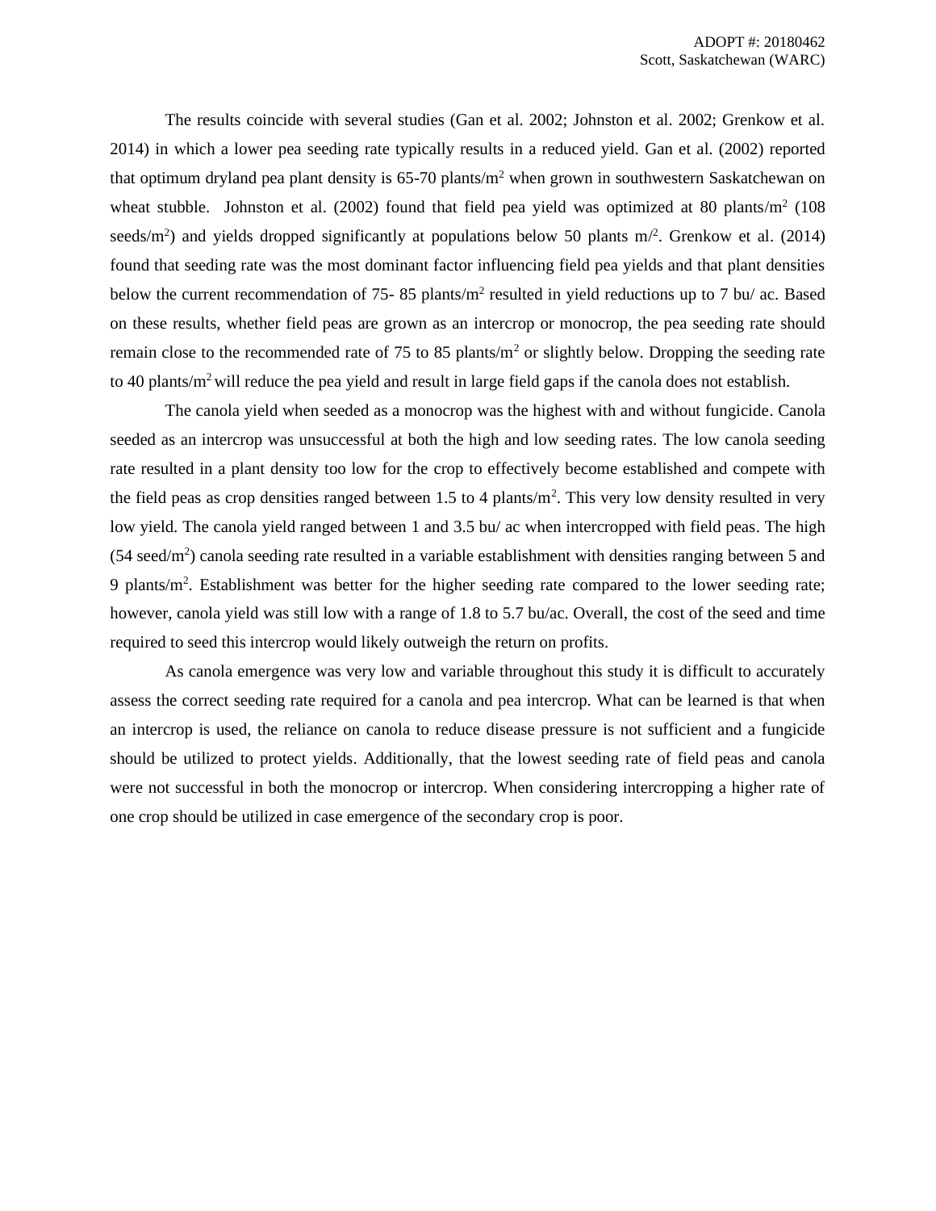The results coincide with several studies (Gan et al. 2002; Johnston et al. 2002; Grenkow et al. 2014) in which a lower pea seeding rate typically results in a reduced yield. Gan et al. (2002) reported that optimum dryland pea plant density is 65-70 plants/m$^2$ when grown in southwestern Saskatchewan on wheat stubble. Johnston et al. (2002) found that field pea yield was optimized at 80 plants/m$^2$ (108 seeds/m$^2$) and yields dropped significantly at populations below 50 plants m/$^2$. Grenkow et al. (2014) found that seeding rate was the most dominant factor influencing field pea yields and that plant densities below the current recommendation of 75- 85 plants/m$^2$ resulted in yield reductions up to 7 bu/ ac. Based on these results, whether field peas are grown as an intercrop or monocrop, the pea seeding rate should remain close to the recommended rate of 75 to 85 plants/m$^2$ or slightly below. Dropping the seeding rate to 40 plants/m$^2$ will reduce the pea yield and result in large field gaps if the canola does not establish.

The canola yield when seeded as a monocrop was the highest with and without fungicide. Canola seeded as an intercrop was unsuccessful at both the high and low seeding rates. The low canola seeding rate resulted in a plant density too low for the crop to effectively become established and compete with the field peas as crop densities ranged between 1.5 to 4 plants/m$^2$. This very low density resulted in very low yield. The canola yield ranged between 1 and 3.5 bu/ ac when intercropped with field peas. The high (54 seed/m$^2$) canola seeding rate resulted in a variable establishment with densities ranging between 5 and 9 plants/m$^2$. Establishment was better for the higher seeding rate compared to the lower seeding rate; however, canola yield was still low with a range of 1.8 to 5.7 bu/ac. Overall, the cost of the seed and time required to seed this intercrop would likely outweigh the return on profits.

As canola emergence was very low and variable throughout this study it is difficult to accurately assess the correct seeding rate required for a canola and pea intercrop. What can be learned is that when an intercrop is used, the reliance on canola to reduce disease pressure is not sufficient and a fungicide should be utilized to protect yields. Additionally, that the lowest seeding rate of field peas and canola were not successful in both the monocrop or intercrop. When considering intercropping a higher rate of one crop should be utilized in case emergence of the secondary crop is poor.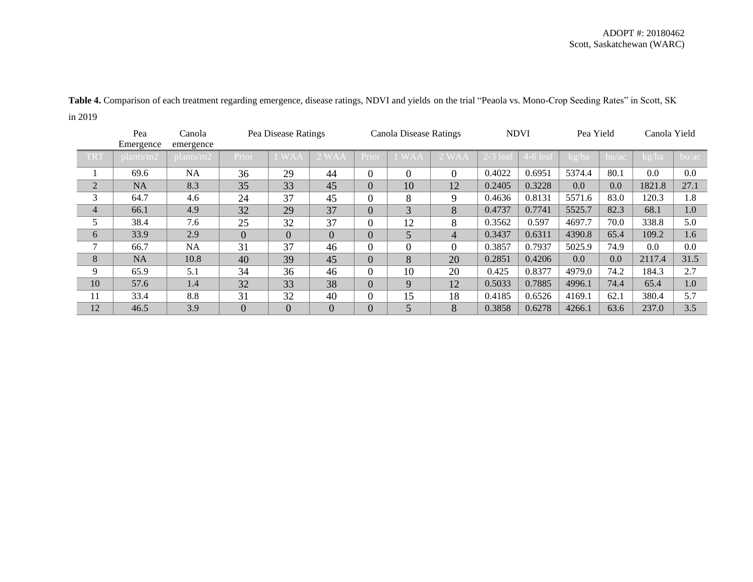**Table 4.** Comparison of each treatment regarding emergence, disease ratings, NDVI and yields on the trial "Peaola vs. Mono-Crop Seeding Rates" in Scott, SK in 2019

| | Pea Emergence | Canola emergence | Pea Disease Ratings | | | Canola Disease Ratings | | | NDVI | | Pea Yield | | Canola Yield | |
|---|---|---|---|---|---|---|---|---|---|---|---|---|---|---|
| TRT | plants/m2 | plants/m2 | Prior | 1 WAA | 2 WAA | Prior | 1 WAA | 2 WAA | 2-3 leaf | 4-6 leaf | kg/ha | bu/ac | kg/ha | bu/ac |
| 1 | 69.6 | NA | 36 | 29 | 44 | 0 | 0 | 0 | 0.4022 | 0.6951 | 5374.4 | 80.1 | 0.0 | 0.0 |
| 2 | NA | 8.3 | 35 | 33 | 45 | 0 | 10 | 12 | 0.2405 | 0.3228 | 0.0 | 0.0 | 1821.8 | 27.1 |
| 3 | 64.7 | 4.6 | 24 | 37 | 45 | 0 | 8 | 9 | 0.4636 | 0.8131 | 5571.6 | 83.0 | 120.3 | 1.8 |
| 4 | 66.1 | 4.9 | 32 | 29 | 37 | 0 | 3 | 8 | 0.4737 | 0.7741 | 5525.7 | 82.3 | 68.1 | 1.0 |
| 5 | 38.4 | 7.6 | 25 | 32 | 37 | 0 | 12 | 8 | 0.3562 | 0.597 | 4697.7 | 70.0 | 338.8 | 5.0 |
| 6 | 33.9 | 2.9 | 0 | 0 | 0 | 0 | 5 | 4 | 0.3437 | 0.6311 | 4390.8 | 65.4 | 109.2 | 1.6 |
| 7 | 66.7 | NA | 31 | 37 | 46 | 0 | 0 | 0 | 0.3857 | 0.7937 | 5025.9 | 74.9 | 0.0 | 0.0 |
| 8 | NA | 10.8 | 40 | 39 | 45 | 0 | 8 | 20 | 0.2851 | 0.4206 | 0.0 | 0.0 | 2117.4 | 31.5 |
| 9 | 65.9 | 5.1 | 34 | 36 | 46 | 0 | 10 | 20 | 0.425 | 0.8377 | 4979.0 | 74.2 | 184.3 | 2.7 |
| 10 | 57.6 | 1.4 | 32 | 33 | 38 | 0 | 9 | 12 | 0.5033 | 0.7885 | 4996.1 | 74.4 | 65.4 | 1.0 |
| 11 | 33.4 | 8.8 | 31 | 32 | 40 | 0 | 15 | 18 | 0.4185 | 0.6526 | 4169.1 | 62.1 | 380.4 | 5.7 |
| 12 | 46.5 | 3.9 | 0 | 0 | 0 | 0 | 5 | 8 | 0.3858 | 0.6278 | 4266.1 | 63.6 | 237.0 | 3.5 |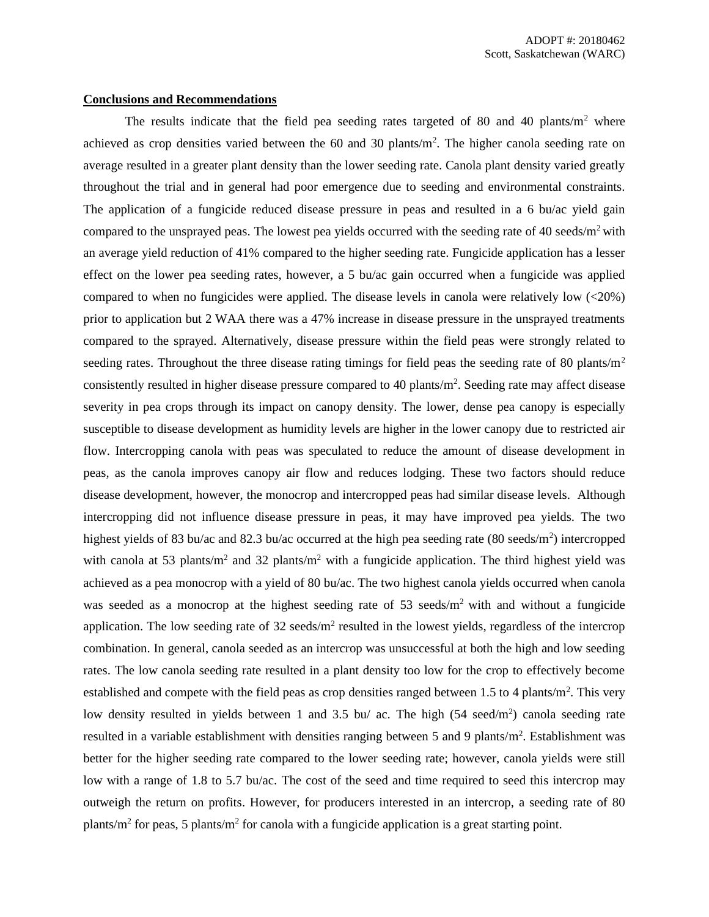## Conclusions and Recommendations

The results indicate that the field pea seeding rates targeted of 80 and 40 plants/m$^2$ where achieved as crop densities varied between the 60 and 30 plants/m$^2$. The higher canola seeding rate on average resulted in a greater plant density than the lower seeding rate. Canola plant density varied greatly throughout the trial and in general had poor emergence due to seeding and environmental constraints. The application of a fungicide reduced disease pressure in peas and resulted in a 6 bu/ac yield gain compared to the unsprayed peas. The lowest pea yields occurred with the seeding rate of 40 seeds/m$^2$ with an average yield reduction of 41% compared to the higher seeding rate. Fungicide application has a lesser effect on the lower pea seeding rates, however, a 5 bu/ac gain occurred when a fungicide was applied compared to when no fungicides were applied. The disease levels in canola were relatively low (<20%) prior to application but 2 WAA there was a 47% increase in disease pressure in the unsprayed treatments compared to the sprayed. Alternatively, disease pressure within the field peas were strongly related to seeding rates. Throughout the three disease rating timings for field peas the seeding rate of 80 plants/m$^2$ consistently resulted in higher disease pressure compared to 40 plants/m$^2$. Seeding rate may affect disease severity in pea crops through its impact on canopy density. The lower, dense pea canopy is especially susceptible to disease development as humidity levels are higher in the lower canopy due to restricted air flow. Intercropping canola with peas was speculated to reduce the amount of disease development in peas, as the canola improves canopy air flow and reduces lodging. These two factors should reduce disease development, however, the monocrop and intercropped peas had similar disease levels. Although intercropping did not influence disease pressure in peas, it may have improved pea yields. The two highest yields of 83 bu/ac and 82.3 bu/ac occurred at the high pea seeding rate (80 seeds/m$^2$) intercropped with canola at 53 plants/m$^2$ and 32 plants/m$^2$ with a fungicide application. The third highest yield was achieved as a pea monocrop with a yield of 80 bu/ac. The two highest canola yields occurred when canola was seeded as a monocrop at the highest seeding rate of 53 seeds/m$^2$ with and without a fungicide application. The low seeding rate of 32 seeds/m$^2$ resulted in the lowest yields, regardless of the intercrop combination. In general, canola seeded as an intercrop was unsuccessful at both the high and low seeding rates. The low canola seeding rate resulted in a plant density too low for the crop to effectively become established and compete with the field peas as crop densities ranged between 1.5 to 4 plants/m$^2$. This very low density resulted in yields between 1 and 3.5 bu/ ac. The high (54 seed/m$^2$) canola seeding rate resulted in a variable establishment with densities ranging between 5 and 9 plants/m$^2$. Establishment was better for the higher seeding rate compared to the lower seeding rate; however, canola yields were still low with a range of 1.8 to 5.7 bu/ac. The cost of the seed and time required to seed this intercrop may outweigh the return on profits. However, for producers interested in an intercrop, a seeding rate of 80 plants/m$^2$ for peas, 5 plants/m$^2$ for canola with a fungicide application is a great starting point.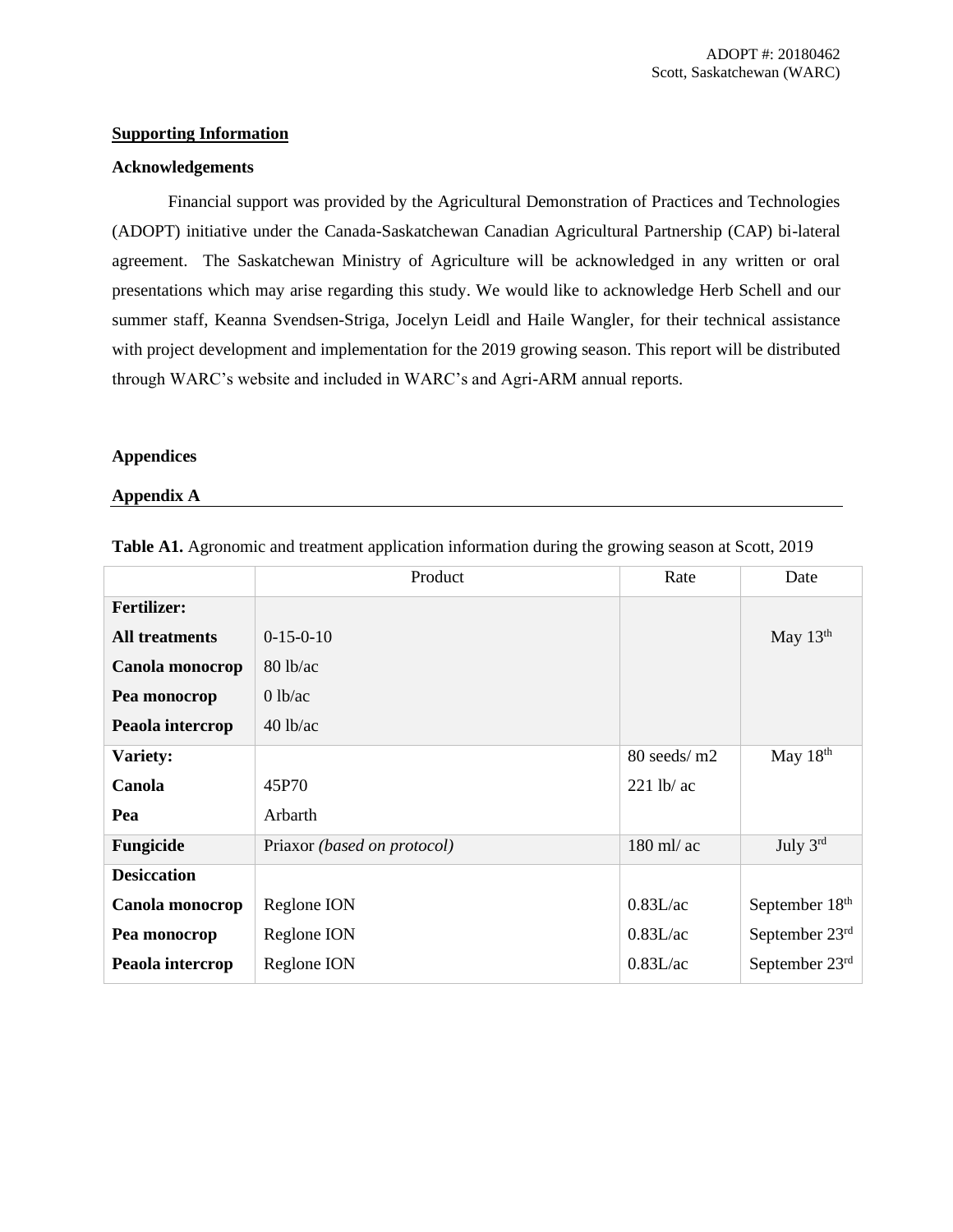**Supporting Information**

**Acknowledgements**

Financial support was provided by the Agricultural Demonstration of Practices and Technologies (ADOPT) initiative under the Canada-Saskatchewan Canadian Agricultural Partnership (CAP) bi-lateral agreement. The Saskatchewan Ministry of Agriculture will be acknowledged in any written or oral presentations which may arise regarding this study. We would like to acknowledge Herb Schell and our summer staff, Keanna Svendsen-Striga, Jocelyn Leidl and Haile Wangler, for their technical assistance with project development and implementation for the 2019 growing season. This report will be distributed through WARC's website and included in WARC's and Agri-ARM annual reports.

**Appendices**

**Appendix A**

**Table A1.** Agronomic and treatment application information during the growing season at Scott, 2019

| | Product | Rate | Date |
|---|---|---|---|
| **Fertilizer:** | | | |
| **All treatments** | 0-15-0-10 | | May 13th |
| **Canola monocrop** | 80 lb/ac | | |
| **Pea monocrop** | 0 lb/ac | | |
| **Peaola intercrop** | 40 lb/ac | | |
| **Variety:** | | 80 seeds/ m2 | May 18th |
| **Canola** | 45P70 | 221 lb/ ac | |
| **Pea** | Arbarth | | |
| **Fungicide** | Priaxor *(based on protocol)* | 180 ml/ ac | July 3rd |
| **Desiccation** | | | |
| **Canola monocrop** | Reglone ION | 0.83L/ac | September 18th |
| **Pea monocrop** | Reglone ION | 0.83L/ac | September 23rd |
| **Peaola intercrop** | Reglone ION | 0.83L/ac | September 23rd |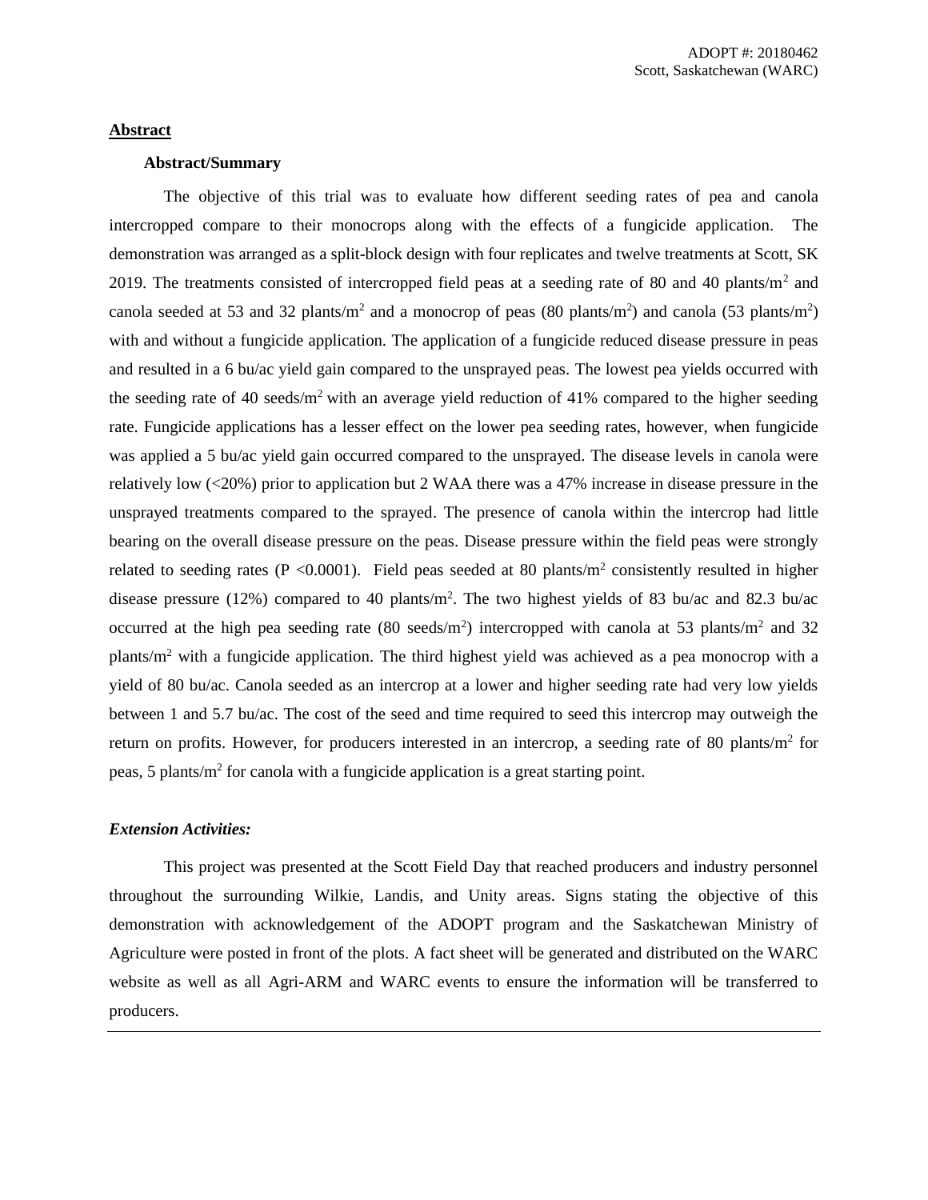## Abstract

### Abstract/Summary

The objective of this trial was to evaluate how different seeding rates of pea and canola intercropped compare to their monocrops along with the effects of a fungicide application. The demonstration was arranged as a split-block design with four replicates and twelve treatments at Scott, SK 2019. The treatments consisted of intercropped field peas at a seeding rate of 80 and 40 plants/m$^2$ and canola seeded at 53 and 32 plants/m$^2$ and a monocrop of peas (80 plants/m$^2$) and canola (53 plants/m$^2$) with and without a fungicide application. The application of a fungicide reduced disease pressure in peas and resulted in a 6 bu/ac yield gain compared to the unsprayed peas. The lowest pea yields occurred with the seeding rate of 40 seeds/m$^2$ with an average yield reduction of 41% compared to the higher seeding rate. Fungicide applications has a lesser effect on the lower pea seeding rates, however, when fungicide was applied a 5 bu/ac yield gain occurred compared to the unsprayed. The disease levels in canola were relatively low (<20%) prior to application but 2 WAA there was a 47% increase in disease pressure in the unsprayed treatments compared to the sprayed. The presence of canola within the intercrop had little bearing on the overall disease pressure on the peas. Disease pressure within the field peas were strongly related to seeding rates ($P < 0.0001$). Field peas seeded at 80 plants/m$^2$ consistently resulted in higher disease pressure (12%) compared to 40 plants/m$^2$. The two highest yields of 83 bu/ac and 82.3 bu/ac occurred at the high pea seeding rate (80 seeds/m$^2$) intercropped with canola at 53 plants/m$^2$ and 32 plants/m$^2$ with a fungicide application. The third highest yield was achieved as a pea monocrop with a yield of 80 bu/ac. Canola seeded as an intercrop at a lower and higher seeding rate had very low yields between 1 and 5.7 bu/ac. The cost of the seed and time required to seed this intercrop may outweigh the return on profits. However, for producers interested in an intercrop, a seeding rate of 80 plants/m$^2$ for peas, 5 plants/m$^2$ for canola with a fungicide application is a great starting point.

### *Extension Activities:*

This project was presented at the Scott Field Day that reached producers and industry personnel throughout the surrounding Wilkie, Landis, and Unity areas. Signs stating the objective of this demonstration with acknowledgement of the ADOPT program and the Saskatchewan Ministry of Agriculture were posted in front of the plots. A fact sheet will be generated and distributed on the WARC website as well as all Agri-ARM and WARC events to ensure the information will be transferred to producers.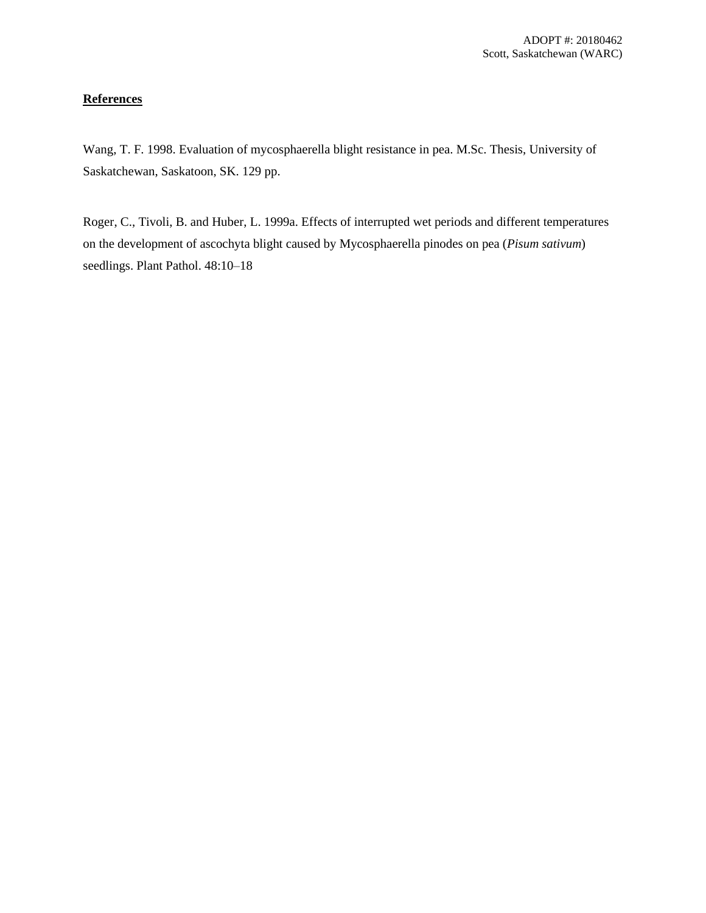**References**

Wang, T. F. 1998. Evaluation of mycosphaerella blight resistance in pea. M.Sc. Thesis, University of Saskatchewan, Saskatoon, SK. 129 pp.

Roger, C., Tivoli, B. and Huber, L. 1999a. Effects of interrupted wet periods and different temperatures on the development of ascochyta blight caused by Mycosphaerella pinodes on pea (*Pisum sativum*) seedlings. Plant Pathol. 48:10–18